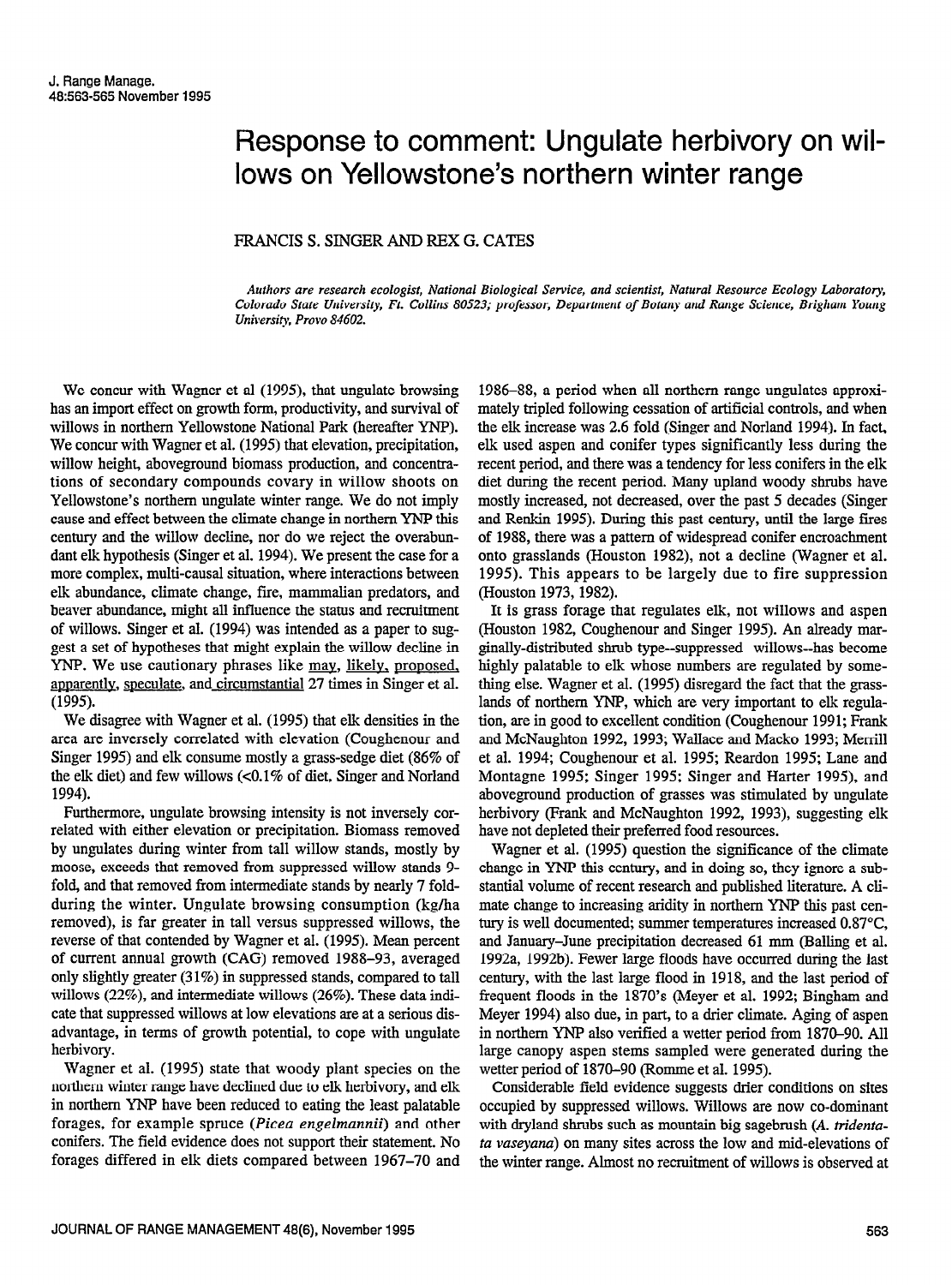# Response to comment: Ungulate herbivory on willows on Yellowstone's northern winter range

FRANCIS S. SINGER AND REX G. CATES

*Authors are research ecologist, National Biological Service, and scientist, Natural Resource Ecology Laboratory, Colorado State University, Ft. Collins 80523; professor, Department of Botany and Range Science, Brigham Young University, Provo 84602.*

We concur with Wagner et al (1995), that ungulate browsing has an import effect on growth form, productivity, and survival of willows in northern Yellowstone National Park (hereafter YNP). We concur with Wagner et al. (1995) that elevation, precipitation, willow height, aboveground biomass production, and concentrations of secondary compounds covary in willow shoots on Yellowstone's northern ungulate winter range. We do not imply cause and effect between the climate change in northern YNP this century and the willow decline, nor do we reject the overabundant elk hypothesis (Singer et al. 1994). We present the case for a more complex, multi-causal situation, where interactions between elk abundance, climate change, fire, mammalian predators, and beaver abundance, might all influence the status and recruitment of willows. Singer et al. (1994) was intended as a paper to suggest a set of hypotheses that might explain the willow decline in YNP. We use cautionary phrases like may, likely, proposed, apparently, speculate, and circumstantial 27 times in Singer et al. (1995).

We disagree with Wagner et al. (1995) that elk densities in the area are inversely correlated with elevation (Coughenour and Singer 1995) and elk consume mostly a grass-sedge diet (86% of the elk diet) and few willows (<0.1% of diet. Singer and Norland 1994).

Furthermore, ungulate browsing intensity is not inversely correlated with either elevation or precipitation. Biomass removed by ungulates during winter from tall willow stands, mostly by moose, exceeds that removed from suppressed willow stands 9-fold, and that removed from intermediate stands by nearly 7 fold-during the winter. Ungulate browsing consumption (kg/ha removed), is far greater in tall versus suppressed willows, the reverse of that contended by Wagner et al. (1995). Mean percent of current annual growth (CAG) removed 1988–93, averaged only slightly greater (31%) in suppressed stands, compared to tall willows (22%), and intermediate willows (26%). These data indicate that suppressed willows at low elevations are at a serious disadvantage, in terms of growth potential, to cope with ungulate herbivory.

Wagner et al. (1995) state that woody plant species on the northern winter range have declined due to elk herbivory, and elk in northern YNP have been reduced to eating the least palatable forages, for example spruce (*Picea engelmannii*) and other conifers. The field evidence does not support their statement. No forages differed in elk diets compared between 1967–70 and 1986–88, a period when all northern range ungulates approximately tripled following cessation of artificial controls, and when the elk increase was 2.6 fold (Singer and Norland 1994). In fact, elk used aspen and conifer types significantly less during the recent period, and there was a tendency for less conifers in the elk diet during the recent period. Many upland woody shrubs have mostly increased, not decreased, over the past 5 decades (Singer and Renkin 1995). During this past century, until the large fires of 1988, there was a pattern of widespread conifer encroachment onto grasslands (Houston 1982), not a decline (Wagner et al. 1995). This appears to be largely due to fire suppression (Houston 1973, 1982).

It is grass forage that regulates elk, not willows and aspen (Houston 1982, Coughenour and Singer 1995). An already marginally-distributed shrub type--suppressed willows--has become highly palatable to elk whose numbers are regulated by something else. Wagner et al. (1995) disregard the fact that the grasslands of northern YNP, which are very important to elk regulation, are in good to excellent condition (Coughenour 1991; Frank and McNaughton 1992, 1993; Wallace and Macko 1993; Merrill et al. 1994; Coughenour et al. 1995; Reardon 1995; Lane and Montagne 1995; Singer 1995; Singer and Harter 1995), and aboveground production of grasses was stimulated by ungulate herbivory (Frank and McNaughton 1992, 1993), suggesting elk have not depleted their preferred food resources.

Wagner et al. (1995) question the significance of the climate change in YNP this century, and in doing so, they ignore a substantial volume of recent research and published literature. A climate change to increasing aridity in northern YNP this past century is well documented; summer temperatures increased 0.87°C, and January–June precipitation decreased 61 mm (Balling et al. 1992a, 1992b). Fewer large floods have occurred during the last century, with the last large flood in 1918, and the last period of frequent floods in the 1870's (Meyer et al. 1992; Bingham and Meyer 1994) also due, in part, to a drier climate. Aging of aspen in northern YNP also verified a wetter period from 1870–90. All large canopy aspen stems sampled were generated during the wetter period of 1870–90 (Romme et al. 1995).

Considerable field evidence suggests drier conditions on sites occupied by suppressed willows. Willows are now co-dominant with dryland shrubs such as mountain big sagebrush (*A. tridentata vaseyana*) on many sites across the low and mid-elevations of the winter range. Almost no recruitment of willows is observed at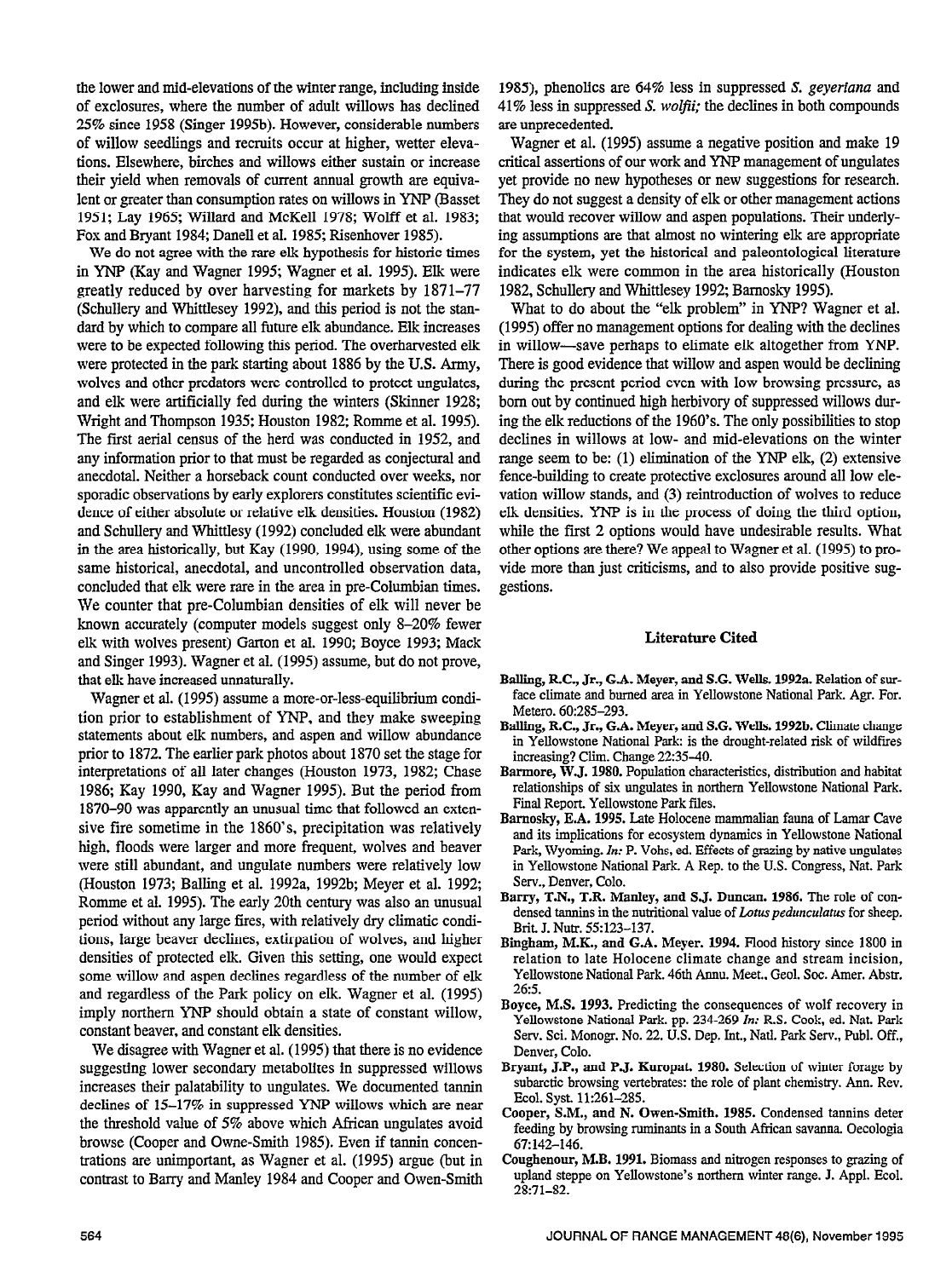the lower and mid-elevations of the winter range, including inside of exclosures, where the number of adult willows has declined 25% since 1958 (Singer 1995b). However, considerable numbers of willow seedlings and recruits occur at higher, wetter elevations. Elsewhere, birches and willows either sustain or increase their yield when removals of current annual growth are equivalent or greater than consumption rates on willows in YNP (Basset 1951; Lay 1965; Willard and McKell 1978; Wolff et al. 1983; Fox and Bryant 1984; Danell et al. 1985; Risenhover 1985).

We do not agree with the rare elk hypothesis for historic times in YNP (Kay and Wagner 1995; Wagner et al. 1995). Elk were greatly reduced by over harvesting for markets by 1871–77 (Schullery and Whittlesey 1992), and this period is not the standard by which to compare all future elk abundance. Elk increases were to be expected following this period. The overharvested elk were protected in the park starting about 1886 by the U.S. Army, wolves and other predators were controlled to protect ungulates, and elk were artificially fed during the winters (Skinner 1928; Wright and Thompson 1935; Houston 1982; Romme et al. 1995). The first aerial census of the herd was conducted in 1952, and any information prior to that must be regarded as conjectural and anecdotal. Neither a horseback count conducted over weeks, nor sporadic observations by early explorers constitutes scientific evidence of either absolute or relative elk densities. Houston (1982) and Schullery and Whittlesey (1992) concluded elk were abundant in the area historically, but Kay (1990, 1994), using some of the same historical, anecdotal, and uncontrolled observation data, concluded that elk were rare in the area in pre-Columbian times. We counter that pre-Columbian densities of elk will never be known accurately (computer models suggest only 8–20% fewer elk with wolves present) Garton et al. 1990; Boyce 1993; Mack and Singer 1993). Wagner et al. (1995) assume, but do not prove, that elk have increased unnaturally.

Wagner et al. (1995) assume a more-or-less-equilibrium condition prior to establishment of YNP, and they make sweeping statements about elk numbers, and aspen and willow abundance prior to 1872. The earlier park photos about 1870 set the stage for interpretations of all later changes (Houston 1973, 1982; Chase 1986; Kay 1990, Kay and Wagner 1995). But the period from 1870–90 was apparently an unusual time that followed an extensive fire sometime in the 1860's, precipitation was relatively high, floods were larger and more frequent, wolves and beaver were still abundant, and ungulate numbers were relatively low (Houston 1973; Balling et al. 1992a, 1992b; Meyer et al. 1992; Romme et al. 1995). The early 20th century was also an unusual period without any large fires, with relatively dry climatic conditions, large beaver declines, extirpation of wolves, and higher densities of protected elk. Given this setting, one would expect some willow and aspen declines regardless of the number of elk and regardless of the Park policy on elk. Wagner et al. (1995) imply northern YNP should obtain a state of constant willow, constant beaver, and constant elk densities.

We disagree with Wagner et al. (1995) that there is no evidence suggesting lower secondary metabolites in suppressed willows increases their palatability to ungulates. We documented tannin declines of 15–17% in suppressed YNP willows which are near the threshold value of 5% above which African ungulates avoid browse (Cooper and Owne-Smith 1985). Even if tannin concentrations are unimportant, as Wagner et al. (1995) argue (but in contrast to Barry and Manley 1984 and Cooper and Owen-Smith 1985), phenolics are 64% less in suppressed *S. geyeriana* and 41% less in suppressed *S. wolfii;* the declines in both compounds are unprecedented.

Wagner et al. (1995) assume a negative position and make 19 critical assertions of our work and YNP management of ungulates yet provide no new hypotheses or new suggestions for research. They do not suggest a density of elk or other management actions that would recover willow and aspen populations. Their underlying assumptions are that almost no wintering elk are appropriate for the system, yet the historical and paleontological literature indicates elk were common in the area historically (Houston 1982, Schullery and Whittlesey 1992; Barnosky 1995).

What to do about the "elk problem" in YNP? Wagner et al. (1995) offer no management options for dealing with the declines in willow—save perhaps to elimate elk altogether from YNP. There is good evidence that willow and aspen would be declining during the present period even with low browsing pressure, as born out by continued high herbivory of suppressed willows during the elk reductions of the 1960's. The only possibilities to stop declines in willows at low- and mid-elevations on the winter range seem to be: (1) elimination of the YNP elk, (2) extensive fence-building to create protective exclosures around all low elevation willow stands, and (3) reintroduction of wolves to reduce elk densities. YNP is in the process of doing the third option, while the first 2 options would have undesirable results. What other options are there? We appeal to Wagner et al. (1995) to provide more than just criticisms, and to also provide positive suggestions.

## Literature Cited

**Balling, R.C., Jr., G.A. Meyer, and S.G. Wells. 1992a.** Relation of surface climate and burned area in Yellowstone National Park. Agr. For. Metero. 60:285–293.

**Balling, R.C., Jr., G.A. Meyer, and S.G. Wells. 1992b.** Climate change in Yellowstone National Park: is the drought-related risk of wildfires increasing? Clim. Change 22:35–40.

**Barmore, W.J. 1980.** Population characteristics, distribution and habitat relationships of six ungulates in northern Yellowstone National Park. Final Report. Yellowstone Park files.

**Barnosky, E.A. 1995.** Late Holocene mammalian fauna of Lamar Cave and its implications for ecosystem dynamics in Yellowstone National Park, Wyoming. *In:* P. Vohs, ed. Effects of grazing by native ungulates in Yellowstone National Park. A Rep. to the U.S. Congress, Nat. Park Serv., Denver, Colo.

**Barry, T.N., T.R. Manley, and S.J. Duncan. 1986.** The role of condensed tannins in the nutritional value of *Lotus pedunculatus* for sheep. Brit. J. Nutr. 55:123–137.

**Bingham, M.K., and G.A. Meyer. 1994.** Flood history since 1800 in relation to late Holocene climate change and stream incision, Yellowstone National Park. 46th Annu. Meet., Geol. Soc. Amer. Abstr. 26:5.

**Boyce, M.S. 1993.** Predicting the consequences of wolf recovery in Yellowstone National Park. pp. 234-269 *In:* R.S. Cook, ed. Nat. Park Serv. Sci. Monogr. No. 22. U.S. Dep. Int., Natl. Park Serv., Publ. Off., Denver, Colo.

**Bryant, J.P., and P.J. Kuropat. 1980.** Selection of winter forage by subarctic browsing vertebrates: the role of plant chemistry. Ann. Rev. Ecol. Syst. 11:261–285.

**Cooper, S.M., and N. Owen-Smith. 1985.** Condensed tannins deter feeding by browsing ruminants in a South African savanna. Oecologia 67:142–146.

**Coughenour, M.B. 1991.** Biomass and nitrogen responses to grazing of upland steppe on Yellowstone's northern winter range. J. Appl. Ecol. 28:71–82.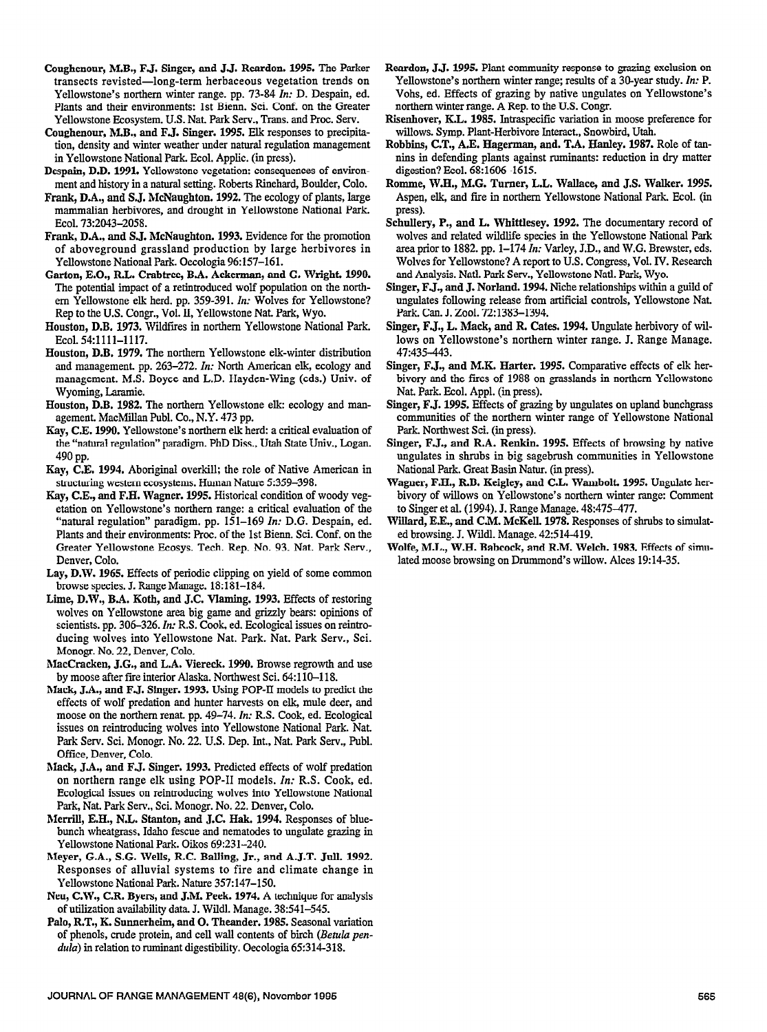**Coughenour, M.B., F.J. Singer, and J.J. Reardon. 1995.** The Parker transects revisted—long-term herbaceous vegetation trends on Yellowstone's northern winter range. pp. 73-84 *In:* D. Despain, ed. Plants and their environments: 1st Bienn. Sci. Conf. on the Greater Yellowstone Ecosystem. U.S. Nat. Park Serv., Trans. and Proc. Serv.

**Coughenour, M.B., and F.J. Singer. 1995.** Elk responses to precipitation, density and winter weather under natural regulation management in Yellowstone National Park. Ecol. Applic. (in press).

**Despain, D.D. 1991.** Yellowstone vegetation: consequences of environment and history in a natural setting. Roberts Rinehard, Boulder, Colo.

**Frank, D.A., and S.J. McNaughton. 1992.** The ecology of plants, large mammalian herbivores, and drought in Yellowstone National Park. Ecol. 73:2043–2058.

**Frank, D.A., and S.J. McNaughton. 1993.** Evidence for the promotion of aboveground grassland production by large herbivores in Yellowstone National Park. Oecologia 96:157–161.

**Garton, E.O., R.L. Crabtree, B.A. Ackerman, and G. Wright. 1990.** The potential impact of a retintroduced wolf population on the northern Yellowstone elk herd. pp. 359-391. *In:* Wolves for Yellowstone? Rep to the U.S. Congr., Vol. II, Yellowstone Nat. Park, Wyo.

**Houston, D.B. 1973.** Wildfires in northern Yellowstone National Park. Ecol. 54:1111–1117.

**Houston, D.B. 1979.** The northern Yellowstone elk-winter distribution and management. pp. 263–272. *In:* North American elk, ecology and management. M.S. Boyce and L.D. Hayden-Wing (eds.) Univ. of Wyoming, Laramie.

**Houston, D.B. 1982.** The northern Yellowstone elk: ecology and management. MacMillan Publ. Co., N.Y. 473 pp.

**Kay, C.E. 1990.** Yellowstone's northern elk herd: a critical evaluation of the "natural regulation" paradigm. PhD Diss., Utah State Univ., Logan. 490 pp.

**Kay, C.E. 1994.** Aboriginal overkill; the role of Native American in structuring western ecosystems. Human Nature 5:359–398.

**Kay, C.E., and F.H. Wagner. 1995.** Historical condition of woody vegetation on Yellowstone's northern range: a critical evaluation of the "natural regulation" paradigm. pp. 151–169 *In:* D.G. Despain, ed. Plants and their environments: Proc. of the 1st Bienn. Sci. Conf. on the Greater Yellowstone Ecosys. Tech. Rep. No. 93. Nat. Park Serv., Denver, Colo.

**Lay, D.W. 1965.** Effects of periodic clipping on yield of some common browse species. J. Range Manage. 18:181–184.

**Lime, D.W., B.A. Koth, and J.C. Vlaming. 1993.** Effects of restoring wolves on Yellowstone area big game and grizzly bears: opinions of scientists. pp. 306–326. *In:* R.S. Cook, ed. Ecological issues on reintroducing wolves into Yellowstone Nat. Park. Nat. Park Serv., Sci. Monogr. No. 22, Denver, Colo.

**MacCracken, J.G., and L.A. Viereck. 1990.** Browse regrowth and use by moose after fire interior Alaska. Northwest Sci. 64:110–118.

**Mack, J.A., and F.J. Singer. 1993.** Using POP-II models to predict the effects of wolf predation and hunter harvests on elk, mule deer, and moose on the northern renat. pp. 49–74. *In:* R.S. Cook, ed. Ecological issues on reintroducing wolves into Yellowstone National Park. Nat. Park Serv. Sci. Monogr. No. 22. U.S. Dep. Int., Nat. Park Serv., Publ. Office, Denver, Colo.

**Mack, J.A., and F.J. Singer. 1993.** Predicted effects of wolf predation on northern range elk using POP-II models. *In:* R.S. Cook, ed. Ecological issues on reintroducing wolves into Yellowstone National Park, Nat. Park Serv., Sci. Monogr. No. 22. Denver, Colo.

**Merrill, E.H., N.L. Stanton, and J.C. Hak. 1994.** Responses of bluebunch wheatgrass, Idaho fescue and nematodes to ungulate grazing in Yellowstone National Park. Oikos 69:231–240.

**Meyer, G.A., S.G. Wells, R.C. Balling, Jr., and A.J.T. Jull. 1992.** Responses of alluvial systems to fire and climate change in Yellowstone National Park. Nature 357:147–150.

**Neu, C.W., C.R. Byers, and J.M. Peek. 1974.** A technique for analysis of utilization availability data. J. Wildl. Manage. 38:541–545.

**Palo, R.T., K. Sunnerheim, and O. Theander. 1985.** Seasonal variation of phenols, crude protein, and cell wall contents of birch (*Betula pendula*) in relation to ruminant digestibility. Oecologia 65:314-318.

**Reardon, J.J. 1995.** Plant community response to grazing exclusion on Yellowstone's northern winter range; results of a 30-year study. *In:* P. Vohs, ed. Effects of grazing by native ungulates on Yellowstone's northern winter range. A Rep. to the U.S. Congr.

**Risenhover, K.L. 1985.** Intraspecific variation in moose preference for willows. Symp. Plant-Herbivore Interact., Snowbird, Utah.

**Robbins, C.T., A.E. Hagerman, and. T.A. Hanley. 1987.** Role of tannins in defending plants against ruminants: reduction in dry matter digestion? Ecol. 68:1606–1615.

**Romme, W.H., M.G. Turner, L.L. Wallace, and J.S. Walker. 1995.** Aspen, elk, and fire in northern Yellowstone National Park. Ecol. (in press).

**Schullery, P., and L. Whittlesey. 1992.** The documentary record of wolves and related wildlife species in the Yellowstone National Park area prior to 1882. pp. 1–174 *In:* Varley, J.D., and W.G. Brewster, eds. Wolves for Yellowstone? A report to U.S. Congress, Vol. IV. Research and Analysis. Natl. Park Serv., Yellowstone Natl. Park, Wyo.

**Singer, F.J., and J. Norland. 1994.** Niche relationships within a guild of ungulates following release from artificial controls, Yellowstone Nat. Park. Can. J. Zool. 72:1383–1394.

**Singer, F.J., L. Mack, and R. Cates. 1994.** Ungulate herbivory of willows on Yellowstone's northern winter range. J. Range Manage. 47:435–443.

**Singer, F.J., and M.K. Harter. 1995.** Comparative effects of elk herbivory and the fires of 1988 on grasslands in northern Yellowstone Nat. Park. Ecol. Appl. (in press).

**Singer, F.J. 1995.** Effects of grazing by ungulates on upland bunchgrass communities of the northern winter range of Yellowstone National Park. Northwest Sci. (in press).

**Singer, F.J., and R.A. Renkin. 1995.** Effects of browsing by native ungulates in shrubs in big sagebrush communities in Yellowstone National Park. Great Basin Natur. (in press).

**Wagner, F.H., R.D. Keigley, and C.L. Wambolt. 1995.** Ungulate herbivory of willows on Yellowstone's northern winter range: Comment to Singer et al. (1994). J. Range Manage. 48:475–477.

**Willard, E.E., and C.M. McKell. 1978.** Responses of shrubs to simulated browsing. J. Wildl. Manage. 42:514-419.

**Wolfe, M.L., W.H. Babcock, and R.M. Welch. 1983.** Effects of simulated moose browsing on Drummond's willow. Alces 19:14-35.